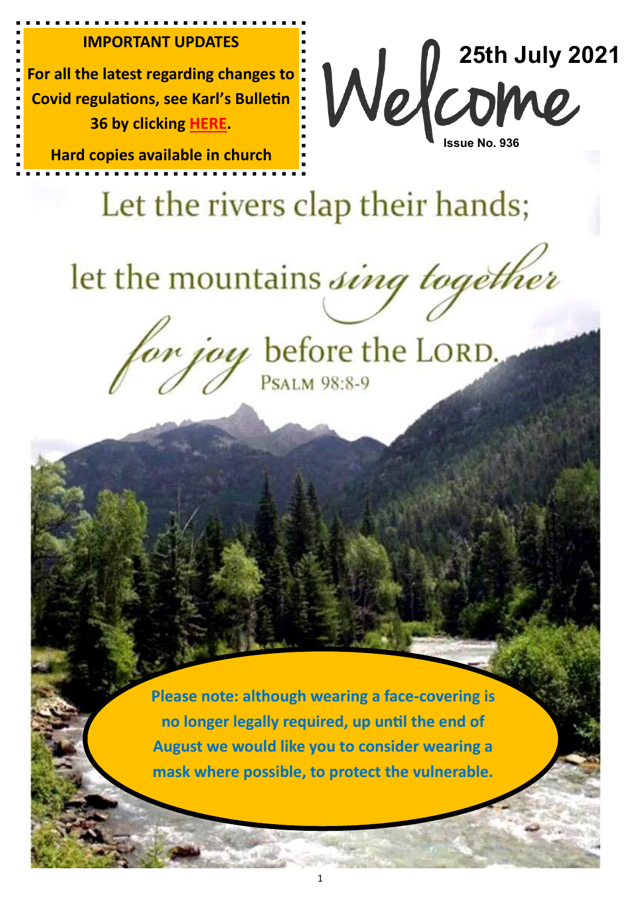**IMPORTANT UPDATES**

**For all the latest regarding changes to Covid regulations, see Karl's Bulletin 36 by clicking HERE.**

**Hard copies available in church**

# Welcome

**25th July 2021**

**Issue No. 936**

Let the rivers clap their hands;

let the mountains *sing together*

*for joy* before the LORD.

PSALM 98:8-9

**Please note: although wearing a face-covering is no longer legally required, up until the end of August we would like you to consider wearing a mask where possible, to protect the vulnerable.**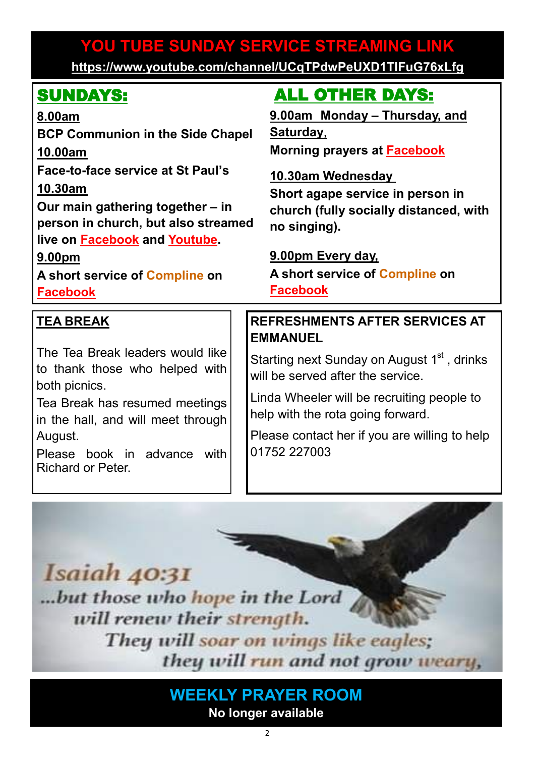## YOU TUBE SUNDAY SERVICE STREAMING LINK

**https://www.youtube.com/channel/UCqTPdwPeUXD1TIFuG76xLfg**

## SUNDAYS:

**8.00am**

**BCP Communion in the Side Chapel**

**10.00am**

**Face-to-face service at St Paul's**

**10.30am**

**Our main gathering together – in person in church, but also streamed live on Facebook and Youtube.**

**9.00pm**

**A short service of Compline on Facebook**

## ALL OTHER DAYS:

**9.00am Monday – Thursday, and Saturday,**

**Morning prayers at Facebook**

**10.30am Wednesday**

**Short agape service in person in church (fully socially distanced, with no singing).**

**9.00pm Every day,**

**A short service of Compline on Facebook**

### TEA BREAK

The Tea Break leaders would like to thank those who helped with both picnics.

Tea Break has resumed meetings in the hall, and will meet through August.

Please book in advance with Richard or Peter.

### REFRESHMENTS AFTER SERVICES AT EMMANUEL

Starting next Sunday on August 1st , drinks will be served after the service.

Linda Wheeler will be recruiting people to help with the rota going forward.

Please contact her if you are willing to help 01752 227003

*Isaiah 40:31*

*...but those who hope in the Lord will renew their strength. They will soar on wings like eagles; they will run and not grow weary,*

## WEEKLY PRAYER ROOM

**No longer available**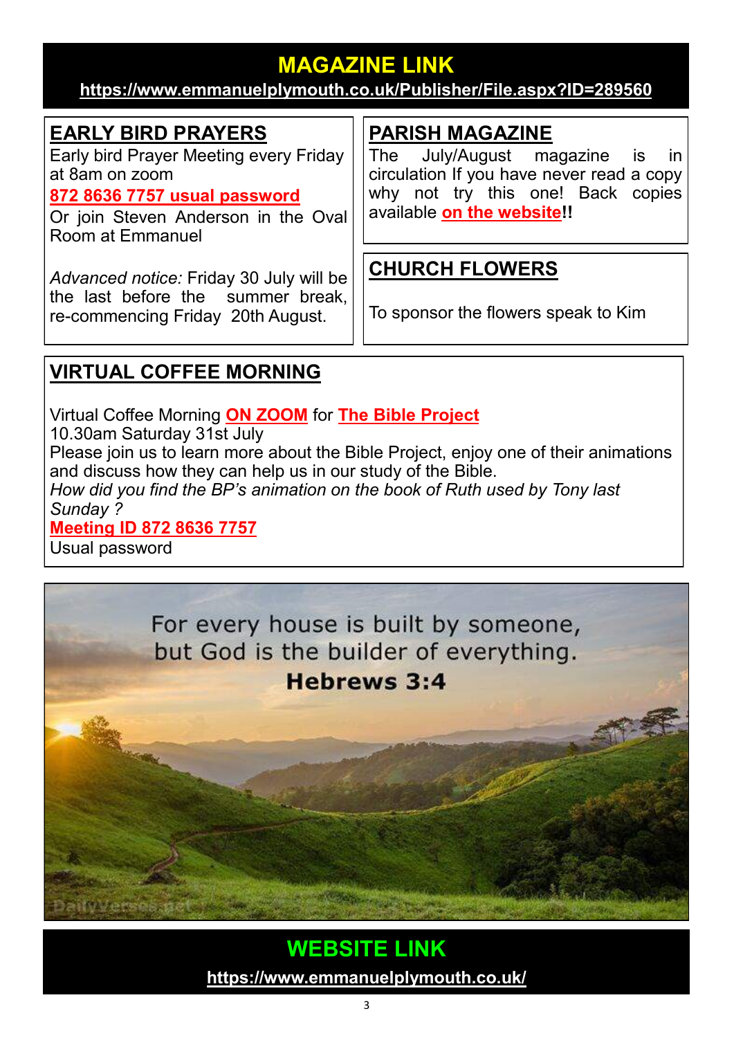## MAGAZINE LINK

**https://www.emmanuelplymouth.co.uk/Publisher/File.aspx?ID=289560**

## EARLY BIRD PRAYERS

Early bird Prayer Meeting every Friday at 8am on zoom

**872 8636 7757 usual password**

Or join Steven Anderson in the Oval Room at Emmanuel

*Advanced notice:* Friday 30 July will be the last before the summer break, re-commencing Friday 20th August.

## PARISH MAGAZINE

The July/August magazine is in circulation If you have never read a copy why not try this one! Back copies available **on the website!!**

## CHURCH FLOWERS

To sponsor the flowers speak to Kim

## VIRTUAL COFFEE MORNING

Virtual Coffee Morning **ON ZOOM** for **The Bible Project**
10.30am Saturday 31st July
Please join us to learn more about the Bible Project, enjoy one of their animations and discuss how they can help us in our study of the Bible.
*How did you find the BP's animation on the book of Ruth used by Tony last Sunday ?*
**Meeting ID 872 8636 7757**
Usual password

For every house is built by someone, but God is the builder of everything.
**Hebrews 3:4**

## WEBSITE LINK

**https://www.emmanuelplymouth.co.uk/**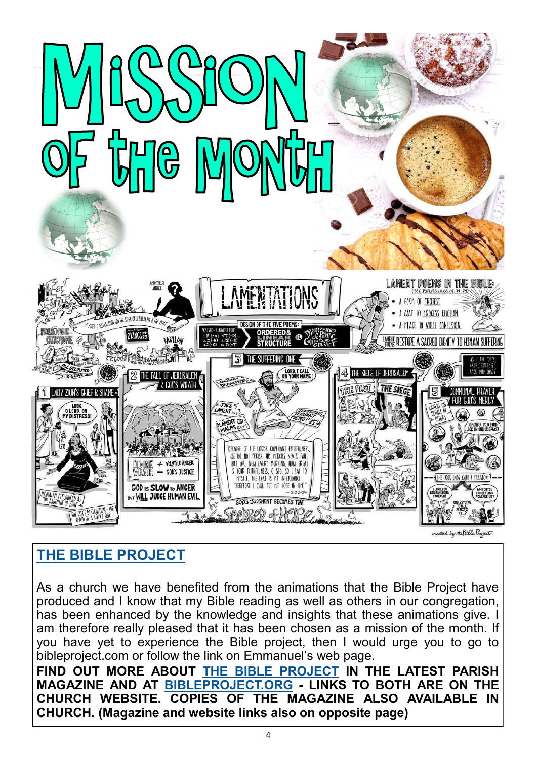# Mission of the Month

## THE BIBLE PROJECT

As a church we have benefited from the animations that the Bible Project have produced and I know that my Bible reading as well as others in our congregation, has been enhanced by the knowledge and insights that these animations give. I am therefore really pleased that it has been chosen as a mission of the month. If you have yet to experience the Bible project, then I would urge you to go to bibleproject.com or follow the link on Emmanuel's web page.

**FIND OUT MORE ABOUT THE BIBLE PROJECT IN THE LATEST PARISH MAGAZINE AND AT BIBLEPROJECT.ORG - LINKS TO BOTH ARE ON THE CHURCH WEBSITE. COPIES OF THE MAGAZINE ALSO AVAILABLE IN CHURCH. (Magazine and website links also on opposite page)**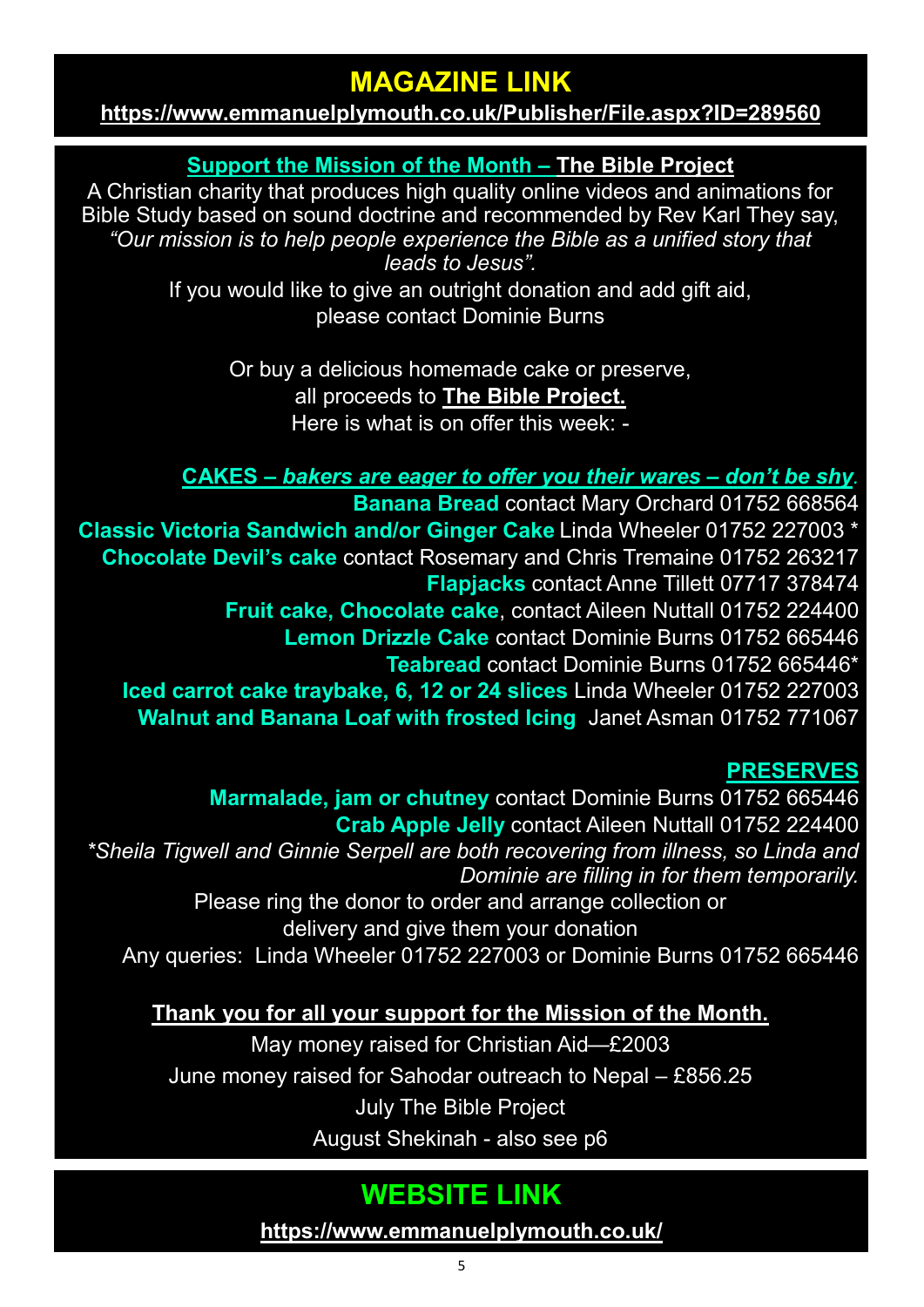## MAGAZINE LINK

**https://www.emmanuelplymouth.co.uk/Publisher/File.aspx?ID=289560**

**Support the Mission of the Month – The Bible Project**

A Christian charity that produces high quality online videos and animations for Bible Study based on sound doctrine and recommended by Rev Karl They say, *"Our mission is to help people experience the Bible as a unified story that leads to Jesus".*

If you would like to give an outright donation and add gift aid, please contact Dominie Burns

Or buy a delicious homemade cake or preserve, all proceeds to **The Bible Project.**
Here is what is on offer this week: -

**CAKES – *bakers are eager to offer you their wares – don't be shy*.**

**Banana Bread** contact Mary Orchard 01752 668564
**Classic Victoria Sandwich and/or Ginger Cake** Linda Wheeler 01752 227003 *
**Chocolate Devil's cake** contact Rosemary and Chris Tremaine 01752 263217
**Flapjacks** contact Anne Tillett 07717 378474
**Fruit cake, Chocolate cake**, contact Aileen Nuttall 01752 224400
**Lemon Drizzle Cake** contact Dominie Burns 01752 665446
**Teabread** contact Dominie Burns 01752 665446*
**Iced carrot cake traybake, 6, 12 or 24 slices** Linda Wheeler 01752 227003
**Walnut and Banana Loaf with frosted Icing** Janet Asman 01752 771067

**PRESERVES**

**Marmalade, jam or chutney** contact Dominie Burns 01752 665446
**Crab Apple Jelly** contact Aileen Nuttall 01752 224400

*\*Sheila Tigwell and Ginnie Serpell are both recovering from illness, so Linda and Dominie are filling in for them temporarily.*

Please ring the donor to order and arrange collection or delivery and give them your donation
Any queries: Linda Wheeler 01752 227003 or Dominie Burns 01752 665446

**Thank you for all your support for the Mission of the Month.**

May money raised for Christian Aid—£2003
June money raised for Sahodar outreach to Nepal – £856.25
July The Bible Project
August Shekinah - also see p6

## WEBSITE LINK

**https://www.emmanuelplymouth.co.uk/**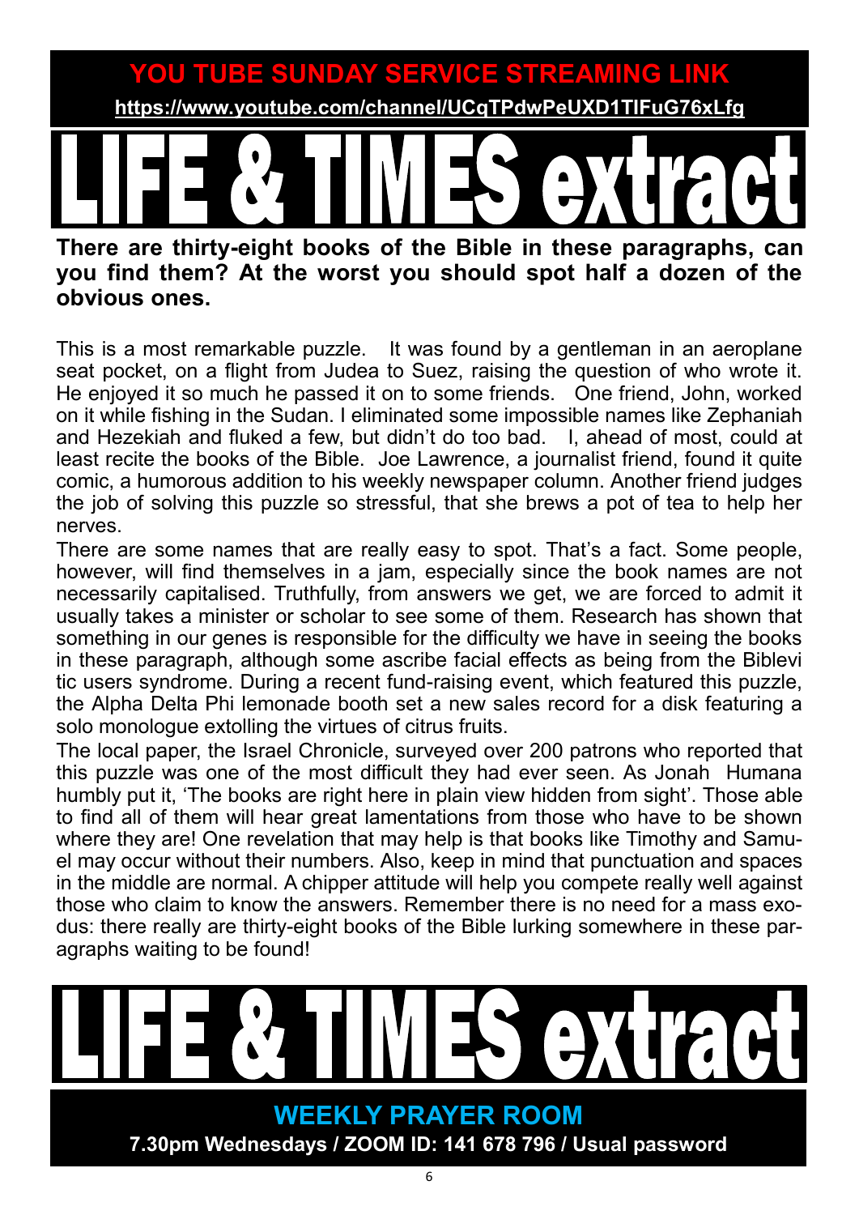## YOU TUBE SUNDAY SERVICE STREAMING LINK

**https://www.youtube.com/channel/UCqTPdwPeUXD1TIFuG76xLfg**

# LIFE & TIMES extract

**There are thirty-eight books of the Bible in these paragraphs, can you find them? At the worst you should spot half a dozen of the obvious ones.**

This is a most remarkable puzzle. It was found by a gentleman in an aeroplane seat pocket, on a flight from Judea to Suez, raising the question of who wrote it. He enjoyed it so much he passed it on to some friends. One friend, John, worked on it while fishing in the Sudan. I eliminated some impossible names like Zephaniah and Hezekiah and fluked a few, but didn't do too bad. I, ahead of most, could at least recite the books of the Bible. Joe Lawrence, a journalist friend, found it quite comic, a humorous addition to his weekly newspaper column. Another friend judges the job of solving this puzzle so stressful, that she brews a pot of tea to help her nerves.

There are some names that are really easy to spot. That's a fact. Some people, however, will find themselves in a jam, especially since the book names are not necessarily capitalised. Truthfully, from answers we get, we are forced to admit it usually takes a minister or scholar to see some of them. Research has shown that something in our genes is responsible for the difficulty we have in seeing the books in these paragraph, although some ascribe facial effects as being from the Biblevi tic users syndrome. During a recent fund-raising event, which featured this puzzle, the Alpha Delta Phi lemonade booth set a new sales record for a disk featuring a solo monologue extolling the virtues of citrus fruits.

The local paper, the Israel Chronicle, surveyed over 200 patrons who reported that this puzzle was one of the most difficult they had ever seen. As Jonah Humana humbly put it, 'The books are right here in plain view hidden from sight'. Those able to find all of them will hear great lamentations from those who have to be shown where they are! One revelation that may help is that books like Timothy and Samuel may occur without their numbers. Also, keep in mind that punctuation and spaces in the middle are normal. A chipper attitude will help you compete really well against those who claim to know the answers. Remember there is no need for a mass exodus: there really are thirty-eight books of the Bible lurking somewhere in these paragraphs waiting to be found!

# LIFE & TIMES extract

## WEEKLY PRAYER ROOM

**7.30pm Wednesdays / ZOOM ID: 141 678 796 / Usual password**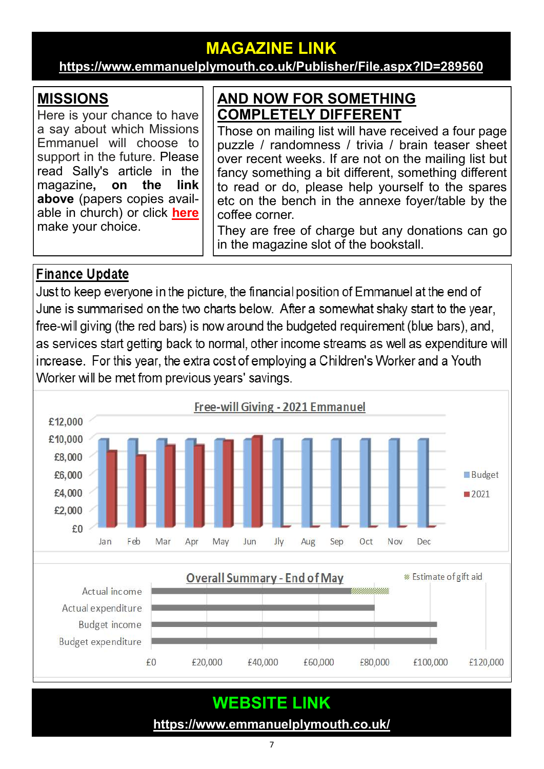## MAGAZINE LINK

https://www.emmanuelplymouth.co.uk/Publisher/File.aspx?ID=289560

## MISSIONS

Here is your chance to have a say about which Missions Emmanuel will choose to support in the future. Please read Sally's article in the magazine, **on the link above** (papers copies available in church) or click here make your choice.

## AND NOW FOR SOMETHING COMPLETELY DIFFERENT

Those on mailing list will have received a four page puzzle / randomness / trivia / brain teaser sheet over recent weeks. If are not on the mailing list but fancy something a bit different, something different to read or do, please help yourself to the spares etc on the bench in the annexe foyer/table by the coffee corner.

They are free of charge but any donations can go in the magazine slot of the bookstall.

## Finance Update

Just to keep everyone in the picture, the financial position of Emmanuel at the end of June is summarised on the two charts below. After a somewhat shaky start to the year, free-will giving (the red bars) is now around the budgeted requirement (blue bars), and, as services start getting back to normal, other income streams as well as expenditure will increase. For this year, the extra cost of employing a Children's Worker and a Youth Worker will be met from previous years' savings.

**Free-will Giving - 2021 Emmanuel**

Legend: Budget, 2021

Y-axis: £0, £2,000, £4,000, £6,000, £8,000, £10,000, £12,000

X-axis: Jan, Feb, Mar, Apr, May, Jun, Jly, Aug, Sep, Oct, Nov, Dec

**Overall Summary - End of May**

Legend: Estimate of gift aid

Rows: Actual income, Actual expenditure, Budget income, Budget expenditure

X-axis: £0, £20,000, £40,000, £60,000, £80,000, £100,000, £120,000

## WEBSITE LINK

https://www.emmanuelplymouth.co.uk/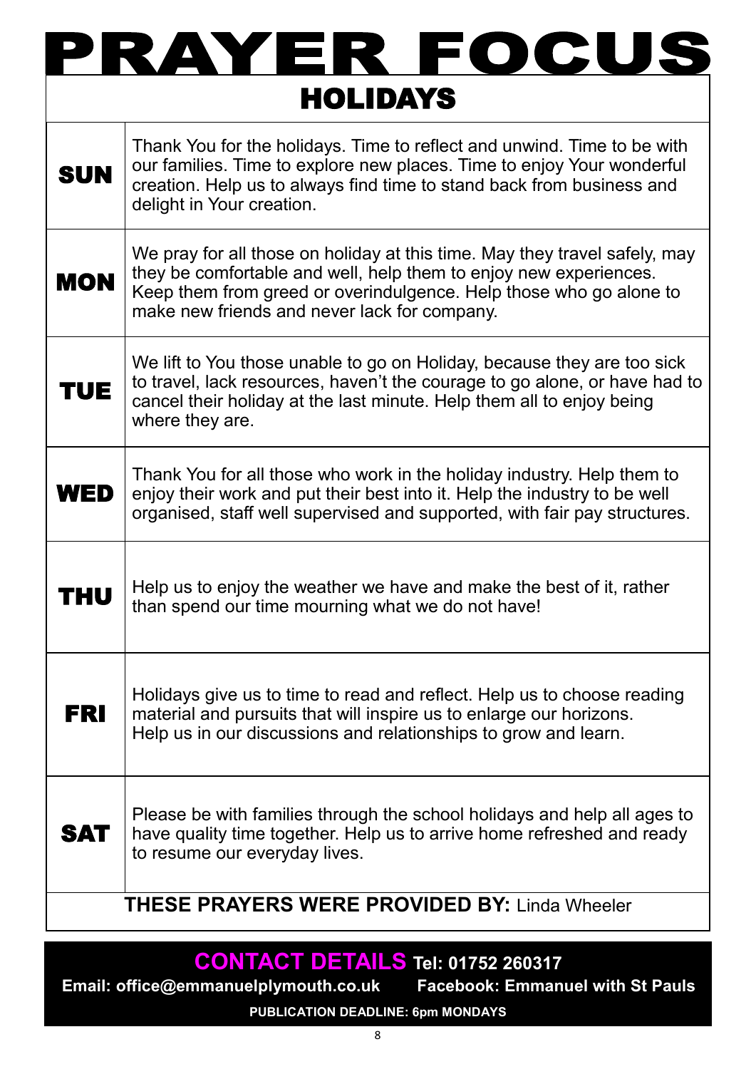# PRAYER FOCUS

## HOLIDAYS

| | |
|---|---|
| **SUN** | Thank You for the holidays. Time to reflect and unwind. Time to be with our families. Time to explore new places. Time to enjoy Your wonderful creation. Help us to always find time to stand back from business and delight in Your creation. |
| **MON** | We pray for all those on holiday at this time. May they travel safely, may they be comfortable and well, help them to enjoy new experiences. Keep them from greed or overindulgence. Help those who go alone to make new friends and never lack for company. |
| **TUE** | We lift to You those unable to go on Holiday, because they are too sick to travel, lack resources, haven't the courage to go alone, or have had to cancel their holiday at the last minute. Help them all to enjoy being where they are. |
| **WED** | Thank You for all those who work in the holiday industry. Help them to enjoy their work and put their best into it. Help the industry to be well organised, staff well supervised and supported, with fair pay structures. |
| **THU** | Help us to enjoy the weather we have and make the best of it, rather than spend our time mourning what we do not have! |
| **FRI** | Holidays give us to time to read and reflect. Help us to choose reading material and pursuits that will inspire us to enlarge our horizons. Help us in our discussions and relationships to grow and learn. |
| **SAT** | Please be with families through the school holidays and help all ages to have quality time together. Help us to arrive home refreshed and ready to resume our everyday lives. |

**THESE PRAYERS WERE PROVIDED BY:** Linda Wheeler

**CONTACT DETAILS Tel: 01752 260317**

**Email: office@emmanuelplymouth.co.uk** **Facebook: Emmanuel with St Pauls**

**PUBLICATION DEADLINE: 6pm MONDAYS**